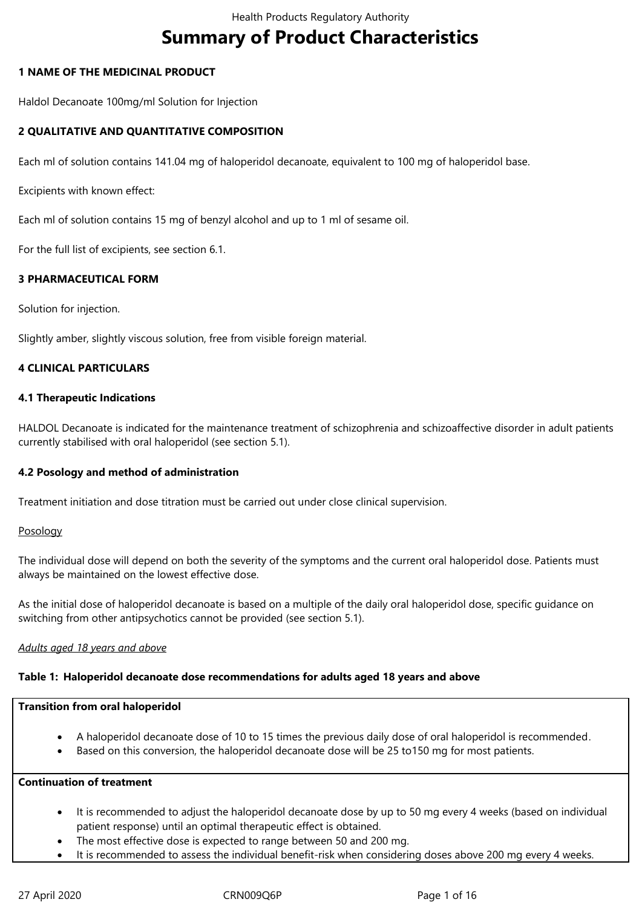# Summary of Product Characteristics

## 1 NAME OF THE MEDICINAL PRODUCT

Haldol Decanoate 100mg/ml Solution for Injection

## 2 QUALITATIVE AND QUANTITATIVE COMPOSITION

Each ml of solution contains 141.04 mg of haloperidol decanoate, equivalent to 100 mg of haloperidol base.

Excipients with known effect:

Each ml of solution contains 15 mg of benzyl alcohol and up to 1 ml of sesame oil.

For the full list of excipients, see section 6.1.

## 3 PHARMACEUTICAL FORM

Solution for injection.

Slightly amber, slightly viscous solution, free from visible foreign material.

## 4 CLINICAL PARTICULARS

### 4.1 Therapeutic Indications

HALDOL Decanoate is indicated for the maintenance treatment of schizophrenia and schizoaffective disorder in adult patients currently stabilised with oral haloperidol (see section 5.1).

### 4.2 Posology and method of administration

Treatment initiation and dose titration must be carried out under close clinical supervision.

Posology

The individual dose will depend on both the severity of the symptoms and the current oral haloperidol dose. Patients must always be maintained on the lowest effective dose.

As the initial dose of haloperidol decanoate is based on a multiple of the daily oral haloperidol dose, specific guidance on switching from other antipsychotics cannot be provided (see section 5.1).

*Adults aged 18 years and above*

**Table 1: Haloperidol decanoate dose recommendations for adults aged 18 years and above**

| **Transition from oral haloperidol** |
|---|
| • A haloperidol decanoate dose of 10 to 15 times the previous daily dose of oral haloperidol is recommended.<br>• Based on this conversion, the haloperidol decanoate dose will be 25 to150 mg for most patients. |
| **Continuation of treatment** |
| • It is recommended to adjust the haloperidol decanoate dose by up to 50 mg every 4 weeks (based on individual patient response) until an optimal therapeutic effect is obtained.<br>• The most effective dose is expected to range between 50 and 200 mg.<br>• It is recommended to assess the individual benefit-risk when considering doses above 200 mg every 4 weeks. |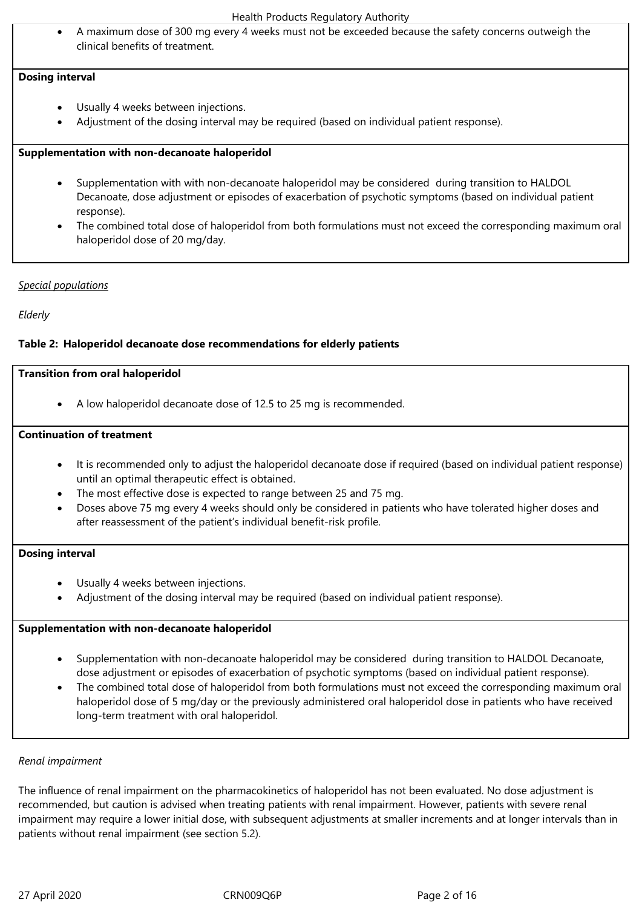- A maximum dose of 300 mg every 4 weeks must not be exceeded because the safety concerns outweigh the clinical benefits of treatment.

| **Dosing interval** |
|---|
| <ul><li>Usually 4 weeks between injections.</li><li>Adjustment of the dosing interval may be required (based on individual patient response).</li></ul> |
| **Supplementation with non-decanoate haloperidol** |
| <ul><li>Supplementation with with non-decanoate haloperidol may be considered during transition to HALDOL Decanoate, dose adjustment or episodes of exacerbation of psychotic symptoms (based on individual patient response).</li><li>The combined total dose of haloperidol from both formulations must not exceed the corresponding maximum oral haloperidol dose of 20 mg/day.</li></ul> |

*Special populations*

*Elderly*

**Table 2: Haloperidol decanoate dose recommendations for elderly patients**

| **Transition from oral haloperidol** |
|---|
| <ul><li>A low haloperidol decanoate dose of 12.5 to 25 mg is recommended.</li></ul> |
| **Continuation of treatment** |
| <ul><li>It is recommended only to adjust the haloperidol decanoate dose if required (based on individual patient response) until an optimal therapeutic effect is obtained.</li><li>The most effective dose is expected to range between 25 and 75 mg.</li><li>Doses above 75 mg every 4 weeks should only be considered in patients who have tolerated higher doses and after reassessment of the patient's individual benefit-risk profile.</li></ul> |
| **Dosing interval** |
| <ul><li>Usually 4 weeks between injections.</li><li>Adjustment of the dosing interval may be required (based on individual patient response).</li></ul> |
| **Supplementation with non-decanoate haloperidol** |
| <ul><li>Supplementation with non-decanoate haloperidol may be considered during transition to HALDOL Decanoate, dose adjustment or episodes of exacerbation of psychotic symptoms (based on individual patient response).</li><li>The combined total dose of haloperidol from both formulations must not exceed the corresponding maximum oral haloperidol dose of 5 mg/day or the previously administered oral haloperidol dose in patients who have received long-term treatment with oral haloperidol.</li></ul> |

*Renal impairment*

The influence of renal impairment on the pharmacokinetics of haloperidol has not been evaluated. No dose adjustment is recommended, but caution is advised when treating patients with renal impairment. However, patients with severe renal impairment may require a lower initial dose, with subsequent adjustments at smaller increments and at longer intervals than in patients without renal impairment (see section 5.2).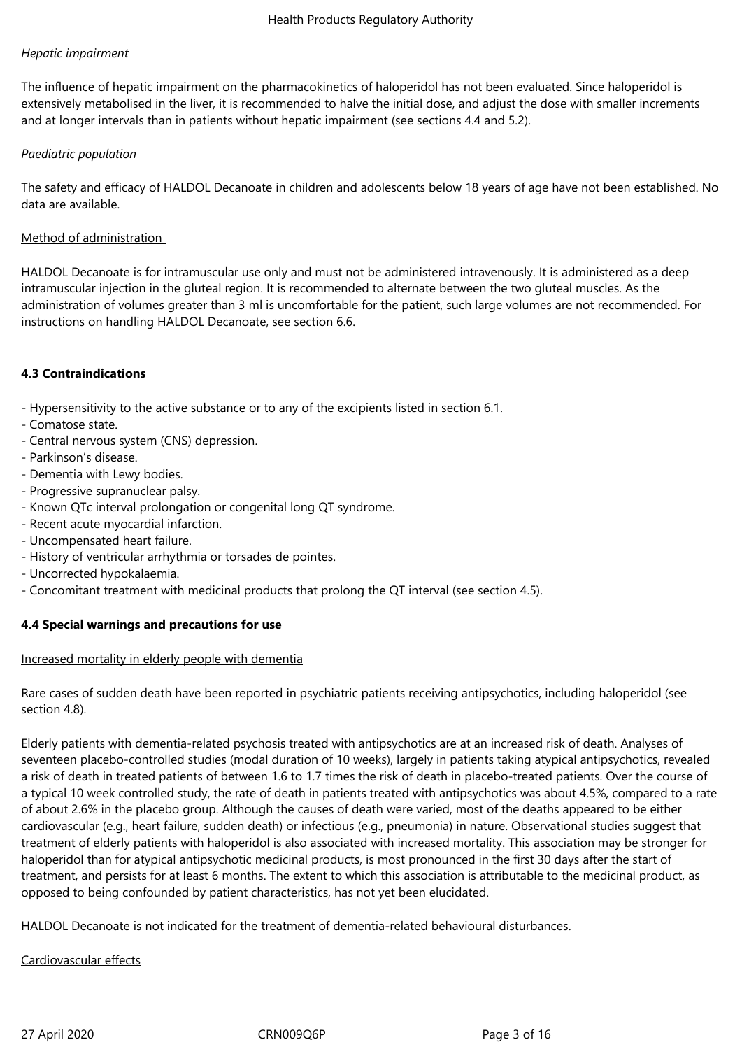*Hepatic impairment*

The influence of hepatic impairment on the pharmacokinetics of haloperidol has not been evaluated. Since haloperidol is extensively metabolised in the liver, it is recommended to halve the initial dose, and adjust the dose with smaller increments and at longer intervals than in patients without hepatic impairment (see sections 4.4 and 5.2).

*Paediatric population*

The safety and efficacy of HALDOL Decanoate in children and adolescents below 18 years of age have not been established. No data are available.

Method of administration

HALDOL Decanoate is for intramuscular use only and must not be administered intravenously. It is administered as a deep intramuscular injection in the gluteal region. It is recommended to alternate between the two gluteal muscles. As the administration of volumes greater than 3 ml is uncomfortable for the patient, such large volumes are not recommended. For instructions on handling HALDOL Decanoate, see section 6.6.

**4.3 Contraindications**

- Hypersensitivity to the active substance or to any of the excipients listed in section 6.1.
- Comatose state.
- Central nervous system (CNS) depression.
- Parkinson's disease.
- Dementia with Lewy bodies.
- Progressive supranuclear palsy.
- Known QTc interval prolongation or congenital long QT syndrome.
- Recent acute myocardial infarction.
- Uncompensated heart failure.
- History of ventricular arrhythmia or torsades de pointes.
- Uncorrected hypokalaemia.
- Concomitant treatment with medicinal products that prolong the QT interval (see section 4.5).

**4.4 Special warnings and precautions for use**

Increased mortality in elderly people with dementia

Rare cases of sudden death have been reported in psychiatric patients receiving antipsychotics, including haloperidol (see section 4.8).

Elderly patients with dementia-related psychosis treated with antipsychotics are at an increased risk of death. Analyses of seventeen placebo-controlled studies (modal duration of 10 weeks), largely in patients taking atypical antipsychotics, revealed a risk of death in treated patients of between 1.6 to 1.7 times the risk of death in placebo-treated patients. Over the course of a typical 10 week controlled study, the rate of death in patients treated with antipsychotics was about 4.5%, compared to a rate of about 2.6% in the placebo group. Although the causes of death were varied, most of the deaths appeared to be either cardiovascular (e.g., heart failure, sudden death) or infectious (e.g., pneumonia) in nature. Observational studies suggest that treatment of elderly patients with haloperidol is also associated with increased mortality. This association may be stronger for haloperidol than for atypical antipsychotic medicinal products, is most pronounced in the first 30 days after the start of treatment, and persists for at least 6 months. The extent to which this association is attributable to the medicinal product, as opposed to being confounded by patient characteristics, has not yet been elucidated.

HALDOL Decanoate is not indicated for the treatment of dementia-related behavioural disturbances.

Cardiovascular effects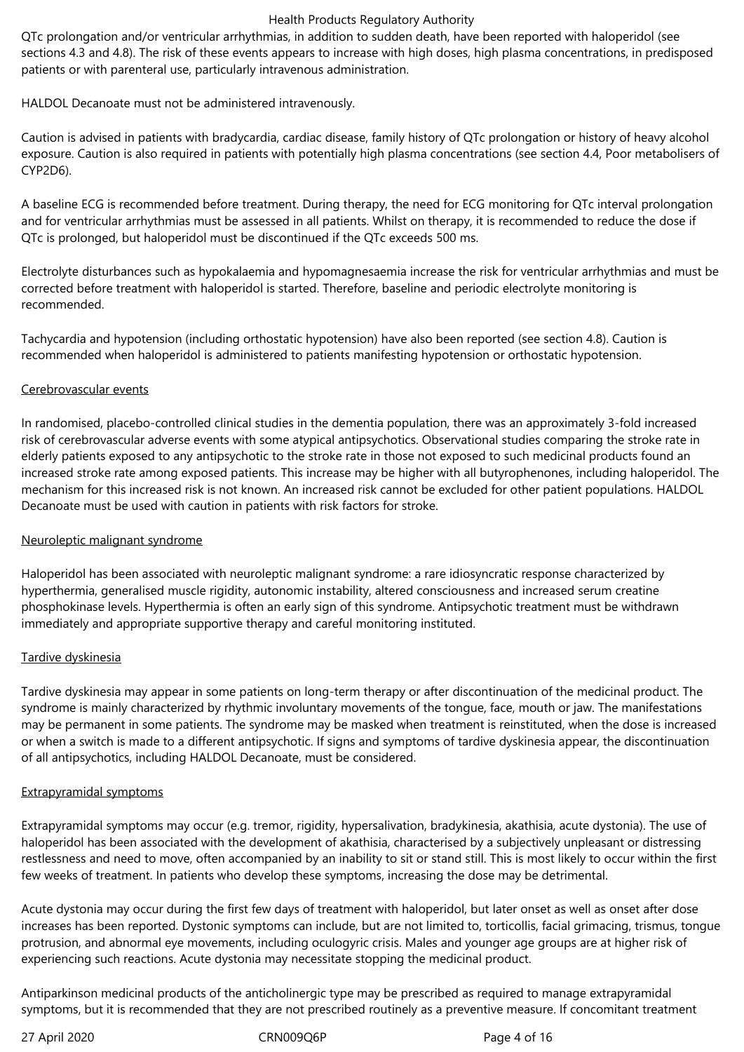QTc prolongation and/or ventricular arrhythmias, in addition to sudden death, have been reported with haloperidol (see sections 4.3 and 4.8). The risk of these events appears to increase with high doses, high plasma concentrations, in predisposed patients or with parenteral use, particularly intravenous administration.

HALDOL Decanoate must not be administered intravenously.

Caution is advised in patients with bradycardia, cardiac disease, family history of QTc prolongation or history of heavy alcohol exposure. Caution is also required in patients with potentially high plasma concentrations (see section 4.4, Poor metabolisers of CYP2D6).

A baseline ECG is recommended before treatment. During therapy, the need for ECG monitoring for QTc interval prolongation and for ventricular arrhythmias must be assessed in all patients. Whilst on therapy, it is recommended to reduce the dose if QTc is prolonged, but haloperidol must be discontinued if the QTc exceeds 500 ms.

Electrolyte disturbances such as hypokalaemia and hypomagnesaemia increase the risk for ventricular arrhythmias and must be corrected before treatment with haloperidol is started. Therefore, baseline and periodic electrolyte monitoring is recommended.

Tachycardia and hypotension (including orthostatic hypotension) have also been reported (see section 4.8). Caution is recommended when haloperidol is administered to patients manifesting hypotension or orthostatic hypotension.

Cerebrovascular events

In randomised, placebo-controlled clinical studies in the dementia population, there was an approximately 3-fold increased risk of cerebrovascular adverse events with some atypical antipsychotics. Observational studies comparing the stroke rate in elderly patients exposed to any antipsychotic to the stroke rate in those not exposed to such medicinal products found an increased stroke rate among exposed patients. This increase may be higher with all butyrophenones, including haloperidol. The mechanism for this increased risk is not known. An increased risk cannot be excluded for other patient populations. HALDOL Decanoate must be used with caution in patients with risk factors for stroke.

Neuroleptic malignant syndrome

Haloperidol has been associated with neuroleptic malignant syndrome: a rare idiosyncratic response characterized by hyperthermia, generalised muscle rigidity, autonomic instability, altered consciousness and increased serum creatine phosphokinase levels. Hyperthermia is often an early sign of this syndrome. Antipsychotic treatment must be withdrawn immediately and appropriate supportive therapy and careful monitoring instituted.

Tardive dyskinesia

Tardive dyskinesia may appear in some patients on long-term therapy or after discontinuation of the medicinal product. The syndrome is mainly characterized by rhythmic involuntary movements of the tongue, face, mouth or jaw. The manifestations may be permanent in some patients. The syndrome may be masked when treatment is reinstituted, when the dose is increased or when a switch is made to a different antipsychotic. If signs and symptoms of tardive dyskinesia appear, the discontinuation of all antipsychotics, including HALDOL Decanoate, must be considered.

Extrapyramidal symptoms

Extrapyramidal symptoms may occur (e.g. tremor, rigidity, hypersalivation, bradykinesia, akathisia, acute dystonia). The use of haloperidol has been associated with the development of akathisia, characterised by a subjectively unpleasant or distressing restlessness and need to move, often accompanied by an inability to sit or stand still. This is most likely to occur within the first few weeks of treatment. In patients who develop these symptoms, increasing the dose may be detrimental.

Acute dystonia may occur during the first few days of treatment with haloperidol, but later onset as well as onset after dose increases has been reported. Dystonic symptoms can include, but are not limited to, torticollis, facial grimacing, trismus, tongue protrusion, and abnormal eye movements, including oculogyric crisis. Males and younger age groups are at higher risk of experiencing such reactions. Acute dystonia may necessitate stopping the medicinal product.

Antiparkinson medicinal products of the anticholinergic type may be prescribed as required to manage extrapyramidal symptoms, but it is recommended that they are not prescribed routinely as a preventive measure. If concomitant treatment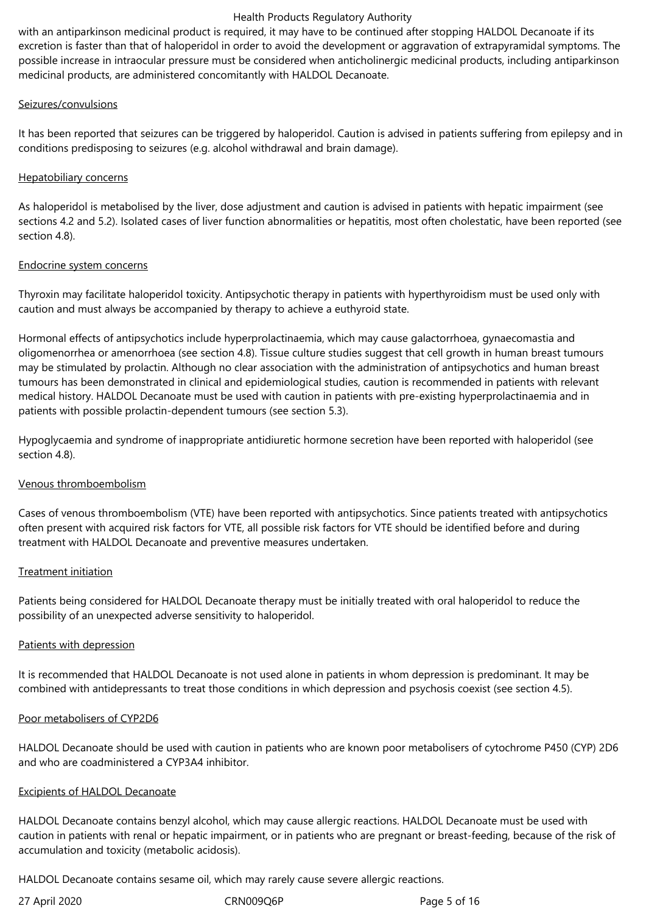with an antiparkinson medicinal product is required, it may have to be continued after stopping HALDOL Decanoate if its excretion is faster than that of haloperidol in order to avoid the development or aggravation of extrapyramidal symptoms. The possible increase in intraocular pressure must be considered when anticholinergic medicinal products, including antiparkinson medicinal products, are administered concomitantly with HALDOL Decanoate.

Seizures/convulsions

It has been reported that seizures can be triggered by haloperidol. Caution is advised in patients suffering from epilepsy and in conditions predisposing to seizures (e.g. alcohol withdrawal and brain damage).

Hepatobiliary concerns

As haloperidol is metabolised by the liver, dose adjustment and caution is advised in patients with hepatic impairment (see sections 4.2 and 5.2). Isolated cases of liver function abnormalities or hepatitis, most often cholestatic, have been reported (see section 4.8).

Endocrine system concerns

Thyroxin may facilitate haloperidol toxicity. Antipsychotic therapy in patients with hyperthyroidism must be used only with caution and must always be accompanied by therapy to achieve a euthyroid state.

Hormonal effects of antipsychotics include hyperprolactinaemia, which may cause galactorrhoea, gynaecomastia and oligomenorrhea or amenorrhoea (see section 4.8). Tissue culture studies suggest that cell growth in human breast tumours may be stimulated by prolactin. Although no clear association with the administration of antipsychotics and human breast tumours has been demonstrated in clinical and epidemiological studies, caution is recommended in patients with relevant medical history. HALDOL Decanoate must be used with caution in patients with pre-existing hyperprolactinaemia and in patients with possible prolactin-dependent tumours (see section 5.3).

Hypoglycaemia and syndrome of inappropriate antidiuretic hormone secretion have been reported with haloperidol (see section 4.8).

Venous thromboembolism

Cases of venous thromboembolism (VTE) have been reported with antipsychotics. Since patients treated with antipsychotics often present with acquired risk factors for VTE, all possible risk factors for VTE should be identified before and during treatment with HALDOL Decanoate and preventive measures undertaken.

Treatment initiation

Patients being considered for HALDOL Decanoate therapy must be initially treated with oral haloperidol to reduce the possibility of an unexpected adverse sensitivity to haloperidol.

Patients with depression

It is recommended that HALDOL Decanoate is not used alone in patients in whom depression is predominant. It may be combined with antidepressants to treat those conditions in which depression and psychosis coexist (see section 4.5).

Poor metabolisers of CYP2D6

HALDOL Decanoate should be used with caution in patients who are known poor metabolisers of cytochrome P450 (CYP) 2D6 and who are coadministered a CYP3A4 inhibitor.

Excipients of HALDOL Decanoate

HALDOL Decanoate contains benzyl alcohol, which may cause allergic reactions. HALDOL Decanoate must be used with caution in patients with renal or hepatic impairment, or in patients who are pregnant or breast-feeding, because of the risk of accumulation and toxicity (metabolic acidosis).

HALDOL Decanoate contains sesame oil, which may rarely cause severe allergic reactions.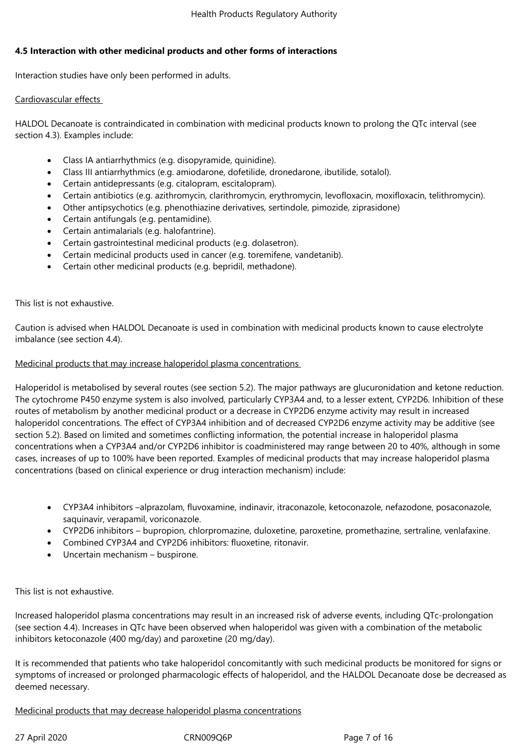### 4.5 Interaction with other medicinal products and other forms of interactions

Interaction studies have only been performed in adults.

Cardiovascular effects

HALDOL Decanoate is contraindicated in combination with medicinal products known to prolong the QTc interval (see section 4.3). Examples include:

- Class IA antiarrhythmics (e.g. disopyramide, quinidine).
- Class III antiarrhythmics (e.g. amiodarone, dofetilide, dronedarone, ibutilide, sotalol).
- Certain antidepressants (e.g. citalopram, escitalopram).
- Certain antibiotics (e.g. azithromycin, clarithromycin, erythromycin, levofloxacin, moxifloxacin, telithromycin).
- Other antipsychotics (e.g. phenothiazine derivatives, sertindole, pimozide, ziprasidone)
- Certain antifungals (e.g. pentamidine).
- Certain antimalarials (e.g. halofantrine).
- Certain gastrointestinal medicinal products (e.g. dolasetron).
- Certain medicinal products used in cancer (e.g. toremifene, vandetanib).
- Certain other medicinal products (e.g. bepridil, methadone).

This list is not exhaustive.

Caution is advised when HALDOL Decanoate is used in combination with medicinal products known to cause electrolyte imbalance (see section 4.4).

Medicinal products that may increase haloperidol plasma concentrations

Haloperidol is metabolised by several routes (see section 5.2). The major pathways are glucuronidation and ketone reduction. The cytochrome P450 enzyme system is also involved, particularly CYP3A4 and, to a lesser extent, CYP2D6. Inhibition of these routes of metabolism by another medicinal product or a decrease in CYP2D6 enzyme activity may result in increased haloperidol concentrations. The effect of CYP3A4 inhibition and of decreased CYP2D6 enzyme activity may be additive (see section 5.2). Based on limited and sometimes conflicting information, the potential increase in haloperidol plasma concentrations when a CYP3A4 and/or CYP2D6 inhibitor is coadministered may range between 20 to 40%, although in some cases, increases of up to 100% have been reported. Examples of medicinal products that may increase haloperidol plasma concentrations (based on clinical experience or drug interaction mechanism) include:

- CYP3A4 inhibitors –alprazolam, fluvoxamine, indinavir, itraconazole, ketoconazole, nefazodone, posaconazole, saquinavir, verapamil, voriconazole.
- CYP2D6 inhibitors – bupropion, chlorpromazine, duloxetine, paroxetine, promethazine, sertraline, venlafaxine.
- Combined CYP3A4 and CYP2D6 inhibitors: fluoxetine, ritonavir.
- Uncertain mechanism – buspirone.

This list is not exhaustive.

Increased haloperidol plasma concentrations may result in an increased risk of adverse events, including QTc-prolongation (see section 4.4). Increases in QTc have been observed when haloperidol was given with a combination of the metabolic inhibitors ketoconazole (400 mg/day) and paroxetine (20 mg/day).

It is recommended that patients who take haloperidol concomitantly with such medicinal products be monitored for signs or symptoms of increased or prolonged pharmacologic effects of haloperidol, and the HALDOL Decanoate dose be decreased as deemed necessary.

Medicinal products that may decrease haloperidol plasma concentrations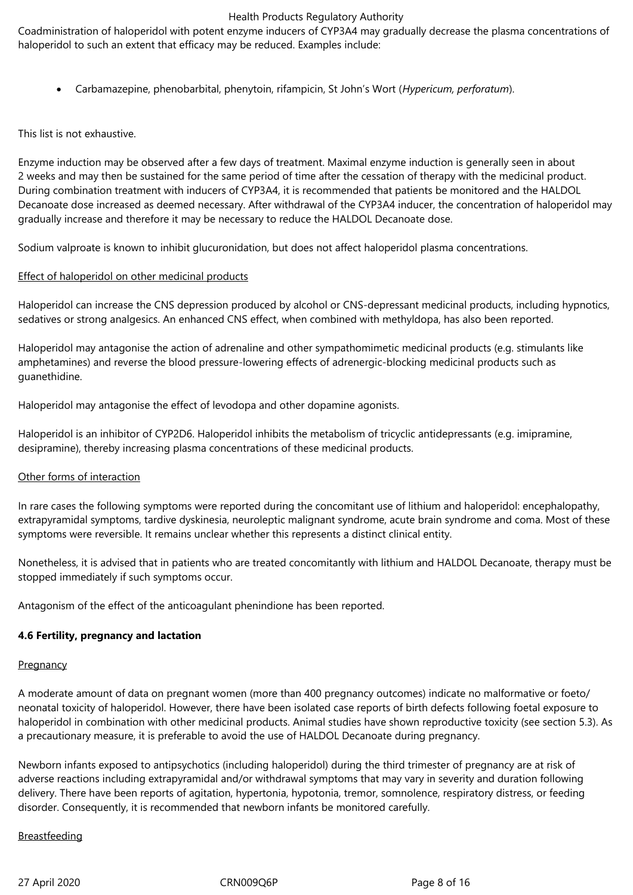Coadministration of haloperidol with potent enzyme inducers of CYP3A4 may gradually decrease the plasma concentrations of haloperidol to such an extent that efficacy may be reduced. Examples include:

- Carbamazepine, phenobarbital, phenytoin, rifampicin, St John's Wort (*Hypericum, perforatum*).

This list is not exhaustive.

Enzyme induction may be observed after a few days of treatment. Maximal enzyme induction is generally seen in about 2 weeks and may then be sustained for the same period of time after the cessation of therapy with the medicinal product. During combination treatment with inducers of CYP3A4, it is recommended that patients be monitored and the HALDOL Decanoate dose increased as deemed necessary. After withdrawal of the CYP3A4 inducer, the concentration of haloperidol may gradually increase and therefore it may be necessary to reduce the HALDOL Decanoate dose.

Sodium valproate is known to inhibit glucuronidation, but does not affect haloperidol plasma concentrations.

Effect of haloperidol on other medicinal products

Haloperidol can increase the CNS depression produced by alcohol or CNS-depressant medicinal products, including hypnotics, sedatives or strong analgesics. An enhanced CNS effect, when combined with methyldopa, has also been reported.

Haloperidol may antagonise the action of adrenaline and other sympathomimetic medicinal products (e.g. stimulants like amphetamines) and reverse the blood pressure-lowering effects of adrenergic-blocking medicinal products such as guanethidine.

Haloperidol may antagonise the effect of levodopa and other dopamine agonists.

Haloperidol is an inhibitor of CYP2D6. Haloperidol inhibits the metabolism of tricyclic antidepressants (e.g. imipramine, desipramine), thereby increasing plasma concentrations of these medicinal products.

Other forms of interaction

In rare cases the following symptoms were reported during the concomitant use of lithium and haloperidol: encephalopathy, extrapyramidal symptoms, tardive dyskinesia, neuroleptic malignant syndrome, acute brain syndrome and coma. Most of these symptoms were reversible. It remains unclear whether this represents a distinct clinical entity.

Nonetheless, it is advised that in patients who are treated concomitantly with lithium and HALDOL Decanoate, therapy must be stopped immediately if such symptoms occur.

Antagonism of the effect of the anticoagulant phenindione has been reported.

### 4.6 Fertility, pregnancy and lactation

Pregnancy

A moderate amount of data on pregnant women (more than 400 pregnancy outcomes) indicate no malformative or foeto/ neonatal toxicity of haloperidol. However, there have been isolated case reports of birth defects following foetal exposure to haloperidol in combination with other medicinal products. Animal studies have shown reproductive toxicity (see section 5.3). As a precautionary measure, it is preferable to avoid the use of HALDOL Decanoate during pregnancy.

Newborn infants exposed to antipsychotics (including haloperidol) during the third trimester of pregnancy are at risk of adverse reactions including extrapyramidal and/or withdrawal symptoms that may vary in severity and duration following delivery. There have been reports of agitation, hypertonia, hypotonia, tremor, somnolence, respiratory distress, or feeding disorder. Consequently, it is recommended that newborn infants be monitored carefully.

Breastfeeding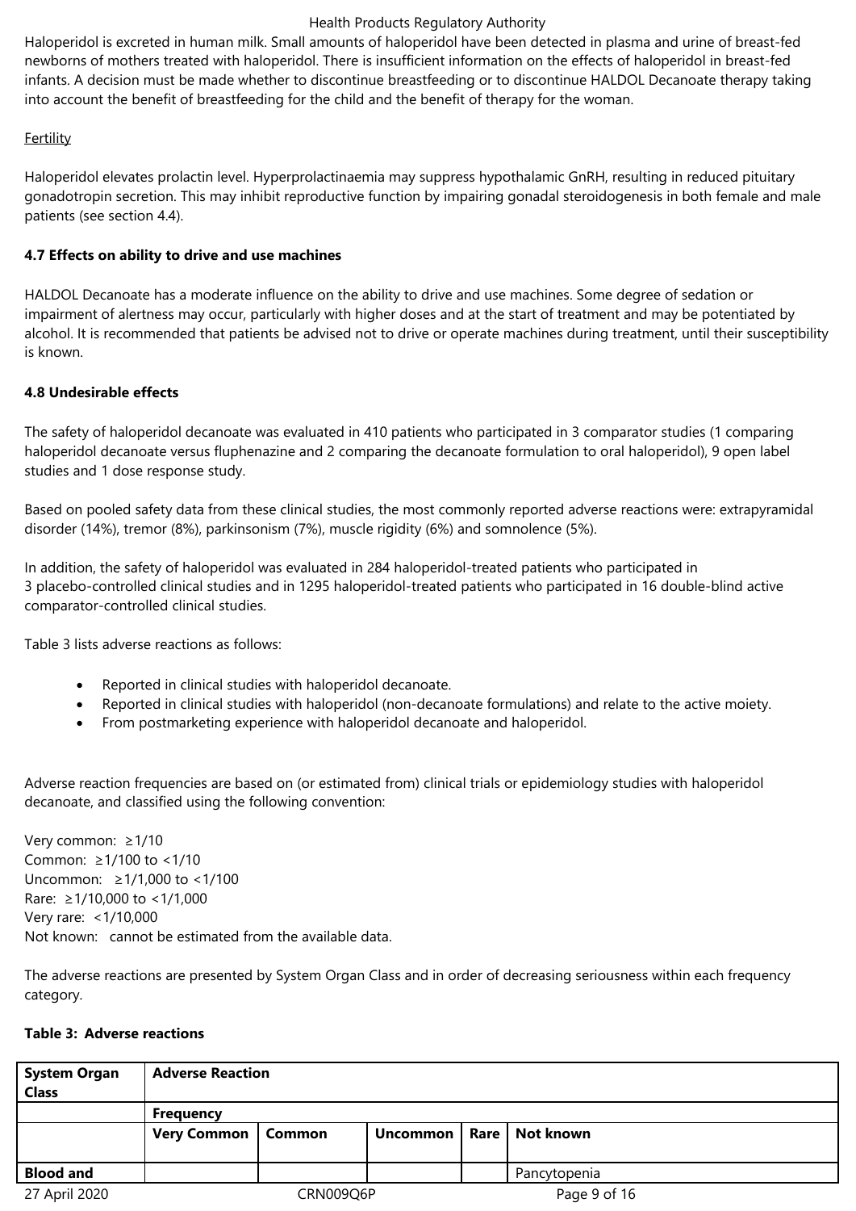Haloperidol is excreted in human milk. Small amounts of haloperidol have been detected in plasma and urine of breast-fed newborns of mothers treated with haloperidol. There is insufficient information on the effects of haloperidol in breast-fed infants. A decision must be made whether to discontinue breastfeeding or to discontinue HALDOL Decanoate therapy taking into account the benefit of breastfeeding for the child and the benefit of therapy for the woman.

Fertility

Haloperidol elevates prolactin level. Hyperprolactinaemia may suppress hypothalamic GnRH, resulting in reduced pituitary gonadotropin secretion. This may inhibit reproductive function by impairing gonadal steroidogenesis in both female and male patients (see section 4.4).

**4.7 Effects on ability to drive and use machines**

HALDOL Decanoate has a moderate influence on the ability to drive and use machines. Some degree of sedation or impairment of alertness may occur, particularly with higher doses and at the start of treatment and may be potentiated by alcohol. It is recommended that patients be advised not to drive or operate machines during treatment, until their susceptibility is known.

**4.8 Undesirable effects**

The safety of haloperidol decanoate was evaluated in 410 patients who participated in 3 comparator studies (1 comparing haloperidol decanoate versus fluphenazine and 2 comparing the decanoate formulation to oral haloperidol), 9 open label studies and 1 dose response study.

Based on pooled safety data from these clinical studies, the most commonly reported adverse reactions were: extrapyramidal disorder (14%), tremor (8%), parkinsonism (7%), muscle rigidity (6%) and somnolence (5%).

In addition, the safety of haloperidol was evaluated in 284 haloperidol-treated patients who participated in 3 placebo-controlled clinical studies and in 1295 haloperidol-treated patients who participated in 16 double-blind active comparator-controlled clinical studies.

Table 3 lists adverse reactions as follows:

- Reported in clinical studies with haloperidol decanoate.
- Reported in clinical studies with haloperidol (non-decanoate formulations) and relate to the active moiety.
- From postmarketing experience with haloperidol decanoate and haloperidol.

Adverse reaction frequencies are based on (or estimated from) clinical trials or epidemiology studies with haloperidol decanoate, and classified using the following convention:

Very common: ≥1/10
Common: ≥1/100 to <1/10
Uncommon: ≥1/1,000 to <1/100
Rare: ≥1/10,000 to <1/1,000
Very rare: <1/10,000
Not known: cannot be estimated from the available data.

The adverse reactions are presented by System Organ Class and in order of decreasing seriousness within each frequency category.

**Table 3: Adverse reactions**

| **System Organ Class** | **Adverse Reaction** | | | | |
|---|---|---|---|---|---|
| | **Frequency** | | | | |
| | **Very Common** | **Common** | **Uncommon** | **Rare** | **Not known** |
| **Blood and** | | | | | Pancytopenia |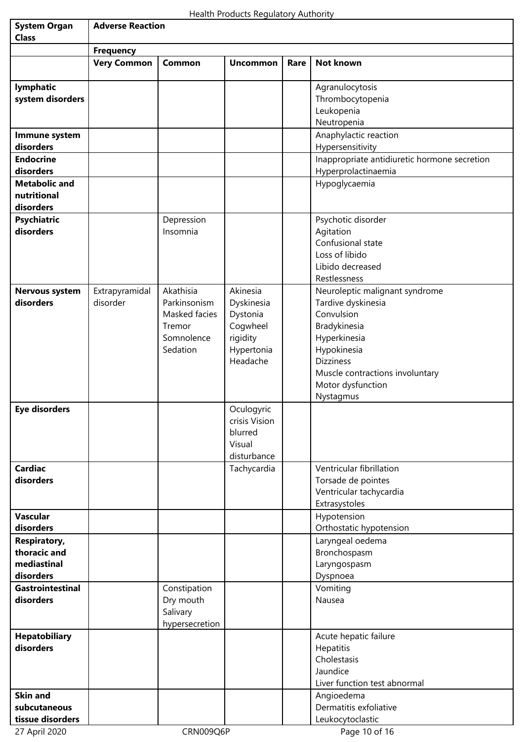| System Organ Class | Adverse Reaction | | | | |
|---|---|---|---|---|---|
| | **Frequency** | | | | |
| | **Very Common** | **Common** | **Uncommon** | **Rare** | **Not known** |
| **lymphatic system disorders** | | | | | Agranulocytosis<br>Thrombocytopenia<br>Leukopenia<br>Neutropenia |
| **Immune system disorders** | | | | | Anaphylactic reaction<br>Hypersensitivity |
| **Endocrine disorders** | | | | | Inappropriate antidiuretic hormone secretion<br>Hyperprolactinaemia |
| **Metabolic and nutritional disorders** | | | | | Hypoglycaemia |
| **Psychiatric disorders** | | Depression<br>Insomnia | | | Psychotic disorder<br>Agitation<br>Confusional state<br>Loss of libido<br>Libido decreased<br>Restlessness |
| **Nervous system disorders** | Extrapyramidal disorder | Akathisia<br>Parkinsonism<br>Masked facies<br>Tremor<br>Somnolence<br>Sedation | Akinesia<br>Dyskinesia<br>Dystonia<br>Cogwheel rigidity<br>Hypertonia<br>Headache | | Neuroleptic malignant syndrome<br>Tardive dyskinesia<br>Convulsion<br>Bradykinesia<br>Hyperkinesia<br>Hypokinesia<br>Dizziness<br>Muscle contractions involuntary<br>Motor dysfunction<br>Nystagmus |
| **Eye disorders** | | | Oculogyric crisis Vision blurred<br>Visual disturbance | | |
| **Cardiac disorders** | | | Tachycardia | | Ventricular fibrillation<br>Torsade de pointes<br>Ventricular tachycardia<br>Extrasystoles |
| **Vascular disorders** | | | | | Hypotension<br>Orthostatic hypotension |
| **Respiratory, thoracic and mediastinal disorders** | | | | | Laryngeal oedema<br>Bronchospasm<br>Laryngospasm<br>Dyspnoea |
| **Gastrointestinal disorders** | | Constipation<br>Dry mouth<br>Salivary hypersecretion | | | Vomiting<br>Nausea |
| **Hepatobiliary disorders** | | | | | Acute hepatic failure<br>Hepatitis<br>Cholestasis<br>Jaundice<br>Liver function test abnormal |
| **Skin and subcutaneous tissue disorders** | | | | | Angioedema<br>Dermatitis exfoliative<br>Leukocytoclastic |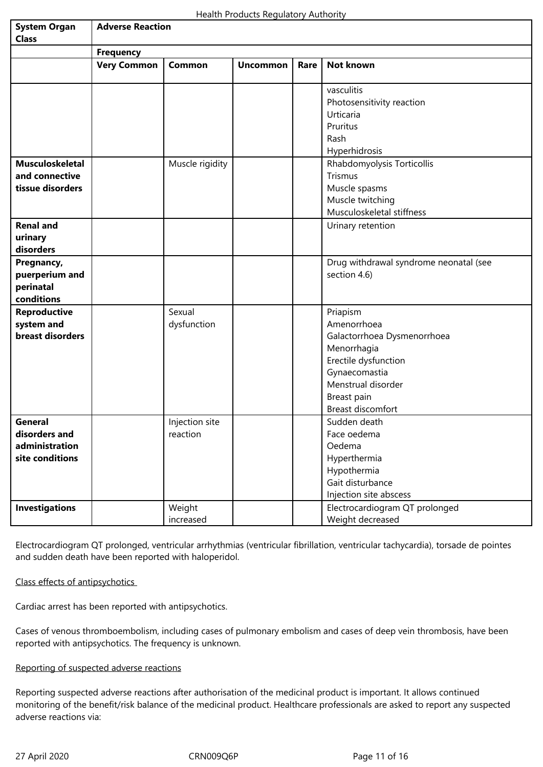| System Organ Class | Adverse Reaction | | | | |
|---|---|---|---|---|---|
| | Frequency | | | | |
| | Very Common | Common | Uncommon | Rare | Not known |
| | | | | | vasculitis<br>Photosensitivity reaction<br>Urticaria<br>Pruritus<br>Rash<br>Hyperhidrosis |
| **Musculoskeletal and connective tissue disorders** | | Muscle rigidity | | | Rhabdomyolysis Torticollis<br>Trismus<br>Muscle spasms<br>Muscle twitching<br>Musculoskeletal stiffness |
| **Renal and urinary disorders** | | | | | Urinary retention |
| **Pregnancy, puerperium and perinatal conditions** | | | | | Drug withdrawal syndrome neonatal (see section 4.6) |
| **Reproductive system and breast disorders** | | Sexual dysfunction | | | Priapism<br>Amenorrhoea<br>Galactorrhoea Dysmenorrhoea<br>Menorrhagia<br>Erectile dysfunction<br>Gynaecomastia<br>Menstrual disorder<br>Breast pain<br>Breast discomfort |
| **General disorders and administration site conditions** | | Injection site reaction | | | Sudden death<br>Face oedema<br>Oedema<br>Hyperthermia<br>Hypothermia<br>Gait disturbance<br>Injection site abscess |
| **Investigations** | | Weight increased | | | Electrocardiogram QT prolonged<br>Weight decreased |

Electrocardiogram QT prolonged, ventricular arrhythmias (ventricular fibrillation, ventricular tachycardia), torsade de pointes and sudden death have been reported with haloperidol.

Class effects of antipsychotics

Cardiac arrest has been reported with antipsychotics.

Cases of venous thromboembolism, including cases of pulmonary embolism and cases of deep vein thrombosis, have been reported with antipsychotics. The frequency is unknown.

Reporting of suspected adverse reactions

Reporting suspected adverse reactions after authorisation of the medicinal product is important. It allows continued monitoring of the benefit/risk balance of the medicinal product. Healthcare professionals are asked to report any suspected adverse reactions via: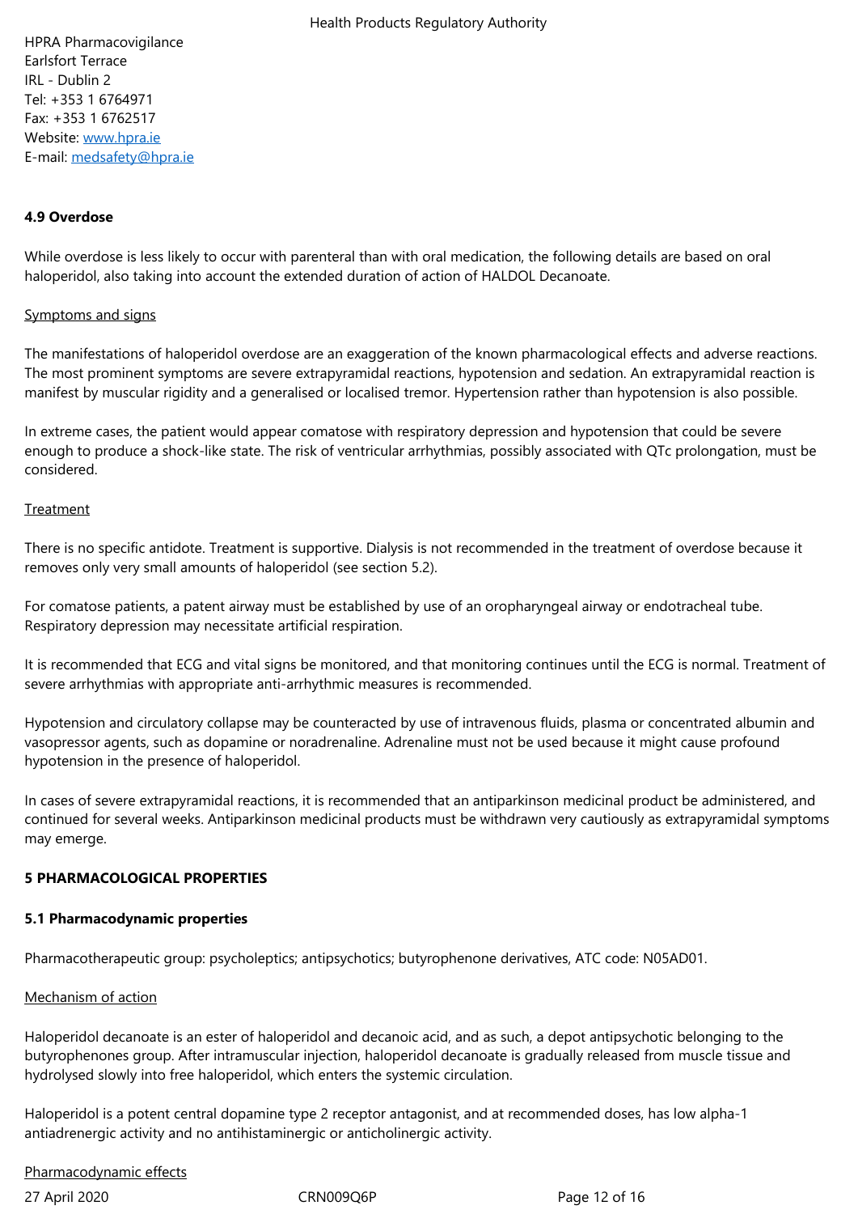HPRA Pharmacovigilance
Earlsfort Terrace
IRL - Dublin 2
Tel: +353 1 6764971
Fax: +353 1 6762517
Website: www.hpra.ie
E-mail: medsafety@hpra.ie

**4.9 Overdose**

While overdose is less likely to occur with parenteral than with oral medication, the following details are based on oral haloperidol, also taking into account the extended duration of action of HALDOL Decanoate.

Symptoms and signs

The manifestations of haloperidol overdose are an exaggeration of the known pharmacological effects and adverse reactions. The most prominent symptoms are severe extrapyramidal reactions, hypotension and sedation. An extrapyramidal reaction is manifest by muscular rigidity and a generalised or localised tremor. Hypertension rather than hypotension is also possible.

In extreme cases, the patient would appear comatose with respiratory depression and hypotension that could be severe enough to produce a shock-like state. The risk of ventricular arrhythmias, possibly associated with QTc prolongation, must be considered.

Treatment

There is no specific antidote. Treatment is supportive. Dialysis is not recommended in the treatment of overdose because it removes only very small amounts of haloperidol (see section 5.2).

For comatose patients, a patent airway must be established by use of an oropharyngeal airway or endotracheal tube. Respiratory depression may necessitate artificial respiration.

It is recommended that ECG and vital signs be monitored, and that monitoring continues until the ECG is normal. Treatment of severe arrhythmias with appropriate anti-arrhythmic measures is recommended.

Hypotension and circulatory collapse may be counteracted by use of intravenous fluids, plasma or concentrated albumin and vasopressor agents, such as dopamine or noradrenaline. Adrenaline must not be used because it might cause profound hypotension in the presence of haloperidol.

In cases of severe extrapyramidal reactions, it is recommended that an antiparkinson medicinal product be administered, and continued for several weeks. Antiparkinson medicinal products must be withdrawn very cautiously as extrapyramidal symptoms may emerge.

**5 PHARMACOLOGICAL PROPERTIES**

**5.1 Pharmacodynamic properties**

Pharmacotherapeutic group: psycholeptics; antipsychotics; butyrophenone derivatives, ATC code: N05AD01.

Mechanism of action

Haloperidol decanoate is an ester of haloperidol and decanoic acid, and as such, a depot antipsychotic belonging to the butyrophenones group. After intramuscular injection, haloperidol decanoate is gradually released from muscle tissue and hydrolysed slowly into free haloperidol, which enters the systemic circulation.

Haloperidol is a potent central dopamine type 2 receptor antagonist, and at recommended doses, has low alpha-1 antiadrenergic activity and no antihistaminergic or anticholinergic activity.

Pharmacodynamic effects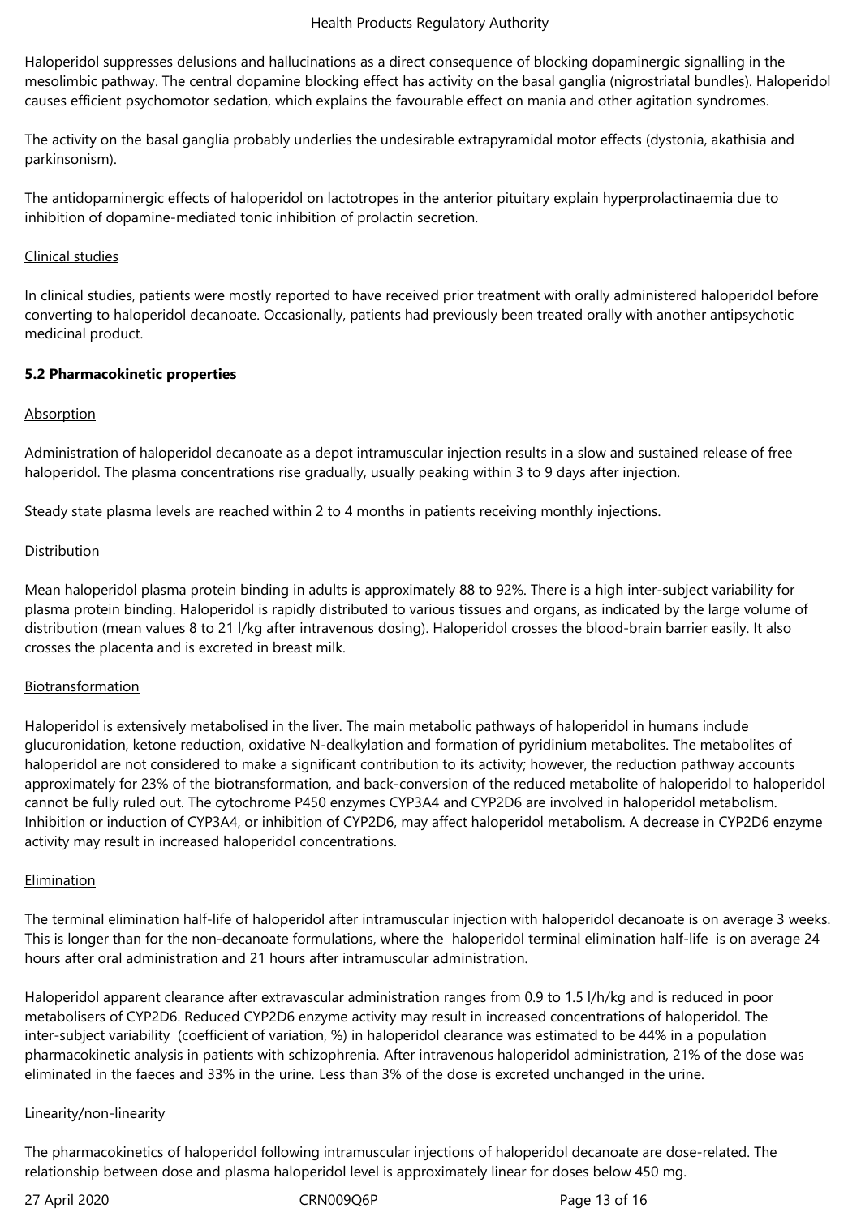Haloperidol suppresses delusions and hallucinations as a direct consequence of blocking dopaminergic signalling in the mesolimbic pathway. The central dopamine blocking effect has activity on the basal ganglia (nigrostriatal bundles). Haloperidol causes efficient psychomotor sedation, which explains the favourable effect on mania and other agitation syndromes.

The activity on the basal ganglia probably underlies the undesirable extrapyramidal motor effects (dystonia, akathisia and parkinsonism).

The antidopaminergic effects of haloperidol on lactotropes in the anterior pituitary explain hyperprolactinaemia due to inhibition of dopamine-mediated tonic inhibition of prolactin secretion.

Clinical studies

In clinical studies, patients were mostly reported to have received prior treatment with orally administered haloperidol before converting to haloperidol decanoate. Occasionally, patients had previously been treated orally with another antipsychotic medicinal product.

**5.2 Pharmacokinetic properties**

Absorption

Administration of haloperidol decanoate as a depot intramuscular injection results in a slow and sustained release of free haloperidol. The plasma concentrations rise gradually, usually peaking within 3 to 9 days after injection.

Steady state plasma levels are reached within 2 to 4 months in patients receiving monthly injections.

Distribution

Mean haloperidol plasma protein binding in adults is approximately 88 to 92%. There is a high inter-subject variability for plasma protein binding. Haloperidol is rapidly distributed to various tissues and organs, as indicated by the large volume of distribution (mean values 8 to 21 l/kg after intravenous dosing). Haloperidol crosses the blood-brain barrier easily. It also crosses the placenta and is excreted in breast milk.

Biotransformation

Haloperidol is extensively metabolised in the liver. The main metabolic pathways of haloperidol in humans include glucuronidation, ketone reduction, oxidative N-dealkylation and formation of pyridinium metabolites. The metabolites of haloperidol are not considered to make a significant contribution to its activity; however, the reduction pathway accounts approximately for 23% of the biotransformation, and back-conversion of the reduced metabolite of haloperidol to haloperidol cannot be fully ruled out. The cytochrome P450 enzymes CYP3A4 and CYP2D6 are involved in haloperidol metabolism. Inhibition or induction of CYP3A4, or inhibition of CYP2D6, may affect haloperidol metabolism. A decrease in CYP2D6 enzyme activity may result in increased haloperidol concentrations.

Elimination

The terminal elimination half-life of haloperidol after intramuscular injection with haloperidol decanoate is on average 3 weeks. This is longer than for the non-decanoate formulations, where the haloperidol terminal elimination half-life is on average 24 hours after oral administration and 21 hours after intramuscular administration.

Haloperidol apparent clearance after extravascular administration ranges from 0.9 to 1.5 l/h/kg and is reduced in poor metabolisers of CYP2D6. Reduced CYP2D6 enzyme activity may result in increased concentrations of haloperidol. The inter-subject variability (coefficient of variation, %) in haloperidol clearance was estimated to be 44% in a population pharmacokinetic analysis in patients with schizophrenia. After intravenous haloperidol administration, 21% of the dose was eliminated in the faeces and 33% in the urine. Less than 3% of the dose is excreted unchanged in the urine.

Linearity/non-linearity

The pharmacokinetics of haloperidol following intramuscular injections of haloperidol decanoate are dose-related. The relationship between dose and plasma haloperidol level is approximately linear for doses below 450 mg.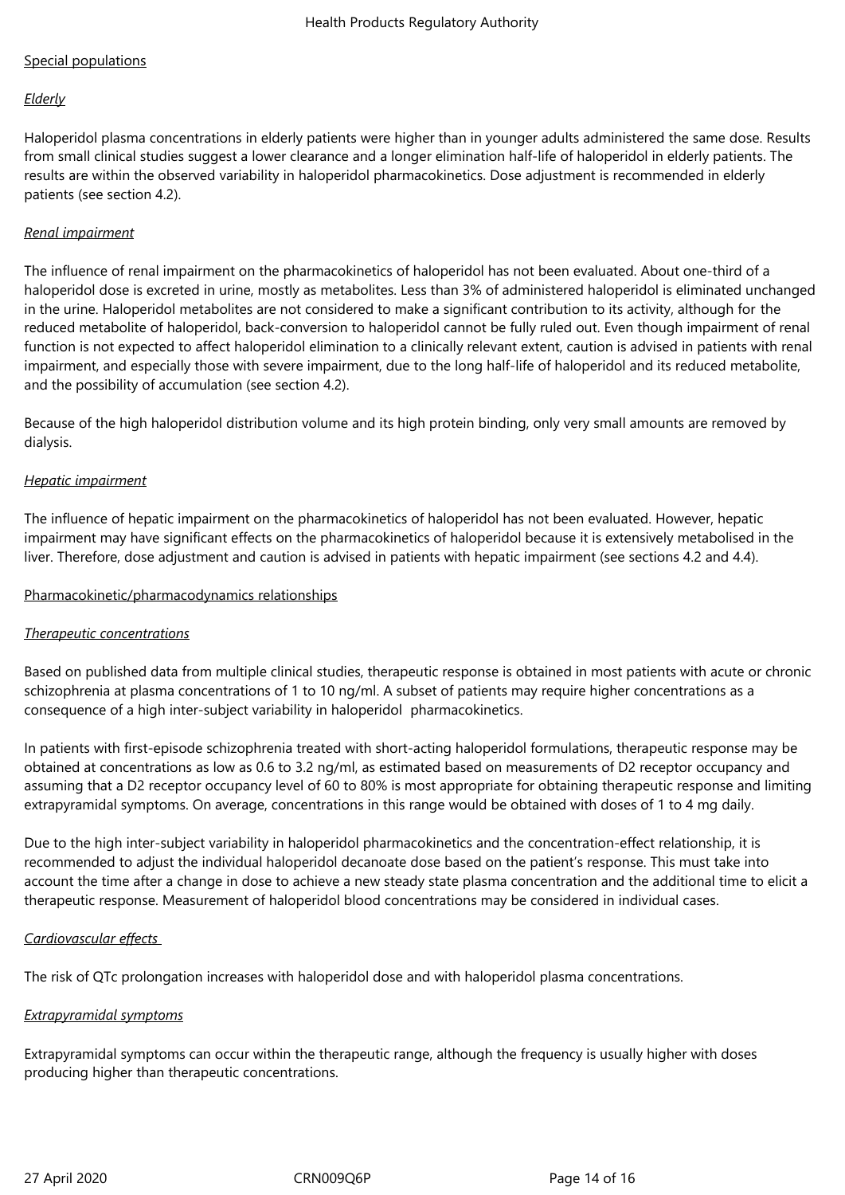## Special populations

### *Elderly*

Haloperidol plasma concentrations in elderly patients were higher than in younger adults administered the same dose. Results from small clinical studies suggest a lower clearance and a longer elimination half-life of haloperidol in elderly patients. The results are within the observed variability in haloperidol pharmacokinetics. Dose adjustment is recommended in elderly patients (see section 4.2).

### *Renal impairment*

The influence of renal impairment on the pharmacokinetics of haloperidol has not been evaluated. About one-third of a haloperidol dose is excreted in urine, mostly as metabolites. Less than 3% of administered haloperidol is eliminated unchanged in the urine. Haloperidol metabolites are not considered to make a significant contribution to its activity, although for the reduced metabolite of haloperidol, back-conversion to haloperidol cannot be fully ruled out. Even though impairment of renal function is not expected to affect haloperidol elimination to a clinically relevant extent, caution is advised in patients with renal impairment, and especially those with severe impairment, due to the long half-life of haloperidol and its reduced metabolite, and the possibility of accumulation (see section 4.2).

Because of the high haloperidol distribution volume and its high protein binding, only very small amounts are removed by dialysis.

### *Hepatic impairment*

The influence of hepatic impairment on the pharmacokinetics of haloperidol has not been evaluated. However, hepatic impairment may have significant effects on the pharmacokinetics of haloperidol because it is extensively metabolised in the liver. Therefore, dose adjustment and caution is advised in patients with hepatic impairment (see sections 4.2 and 4.4).

## Pharmacokinetic/pharmacodynamics relationships

### *Therapeutic concentrations*

Based on published data from multiple clinical studies, therapeutic response is obtained in most patients with acute or chronic schizophrenia at plasma concentrations of 1 to 10 ng/ml. A subset of patients may require higher concentrations as a consequence of a high inter-subject variability in haloperidol pharmacokinetics.

In patients with first-episode schizophrenia treated with short-acting haloperidol formulations, therapeutic response may be obtained at concentrations as low as 0.6 to 3.2 ng/ml, as estimated based on measurements of D2 receptor occupancy and assuming that a D2 receptor occupancy level of 60 to 80% is most appropriate for obtaining therapeutic response and limiting extrapyramidal symptoms. On average, concentrations in this range would be obtained with doses of 1 to 4 mg daily.

Due to the high inter-subject variability in haloperidol pharmacokinetics and the concentration-effect relationship, it is recommended to adjust the individual haloperidol decanoate dose based on the patient's response. This must take into account the time after a change in dose to achieve a new steady state plasma concentration and the additional time to elicit a therapeutic response. Measurement of haloperidol blood concentrations may be considered in individual cases.

### *Cardiovascular effects*

The risk of QTc prolongation increases with haloperidol dose and with haloperidol plasma concentrations.

### *Extrapyramidal symptoms*

Extrapyramidal symptoms can occur within the therapeutic range, although the frequency is usually higher with doses producing higher than therapeutic concentrations.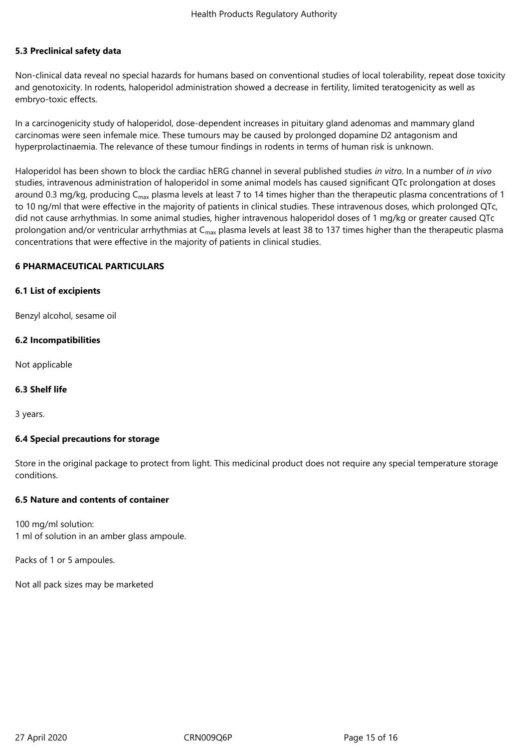### 5.3 Preclinical safety data

Non-clinical data reveal no special hazards for humans based on conventional studies of local tolerability, repeat dose toxicity and genotoxicity. In rodents, haloperidol administration showed a decrease in fertility, limited teratogenicity as well as embryo-toxic effects.

In a carcinogenicity study of haloperidol, dose-dependent increases in pituitary gland adenomas and mammary gland carcinomas were seen infemale mice. These tumours may be caused by prolonged dopamine D2 antagonism and hyperprolactinaemia. The relevance of these tumour findings in rodents in terms of human risk is unknown.

Haloperidol has been shown to block the cardiac hERG channel in several published studies *in vitro*. In a number of *in vivo* studies, intravenous administration of haloperidol in some animal models has caused significant QTc prolongation at doses around 0.3 mg/kg, producing $C_{max}$ plasma levels at least 7 to 14 times higher than the therapeutic plasma concentrations of 1 to 10 ng/ml that were effective in the majority of patients in clinical studies. These intravenous doses, which prolonged QTc, did not cause arrhythmias. In some animal studies, higher intravenous haloperidol doses of 1 mg/kg or greater caused QTc prolongation and/or ventricular arrhythmias at $C_{max}$ plasma levels at least 38 to 137 times higher than the therapeutic plasma concentrations that were effective in the majority of patients in clinical studies.

## 6 PHARMACEUTICAL PARTICULARS

### 6.1 List of excipients

Benzyl alcohol, sesame oil

### 6.2 Incompatibilities

Not applicable

### 6.3 Shelf life

3 years.

### 6.4 Special precautions for storage

Store in the original package to protect from light. This medicinal product does not require any special temperature storage conditions.

### 6.5 Nature and contents of container

100 mg/ml solution:
1 ml of solution in an amber glass ampoule.

Packs of 1 or 5 ampoules.

Not all pack sizes may be marketed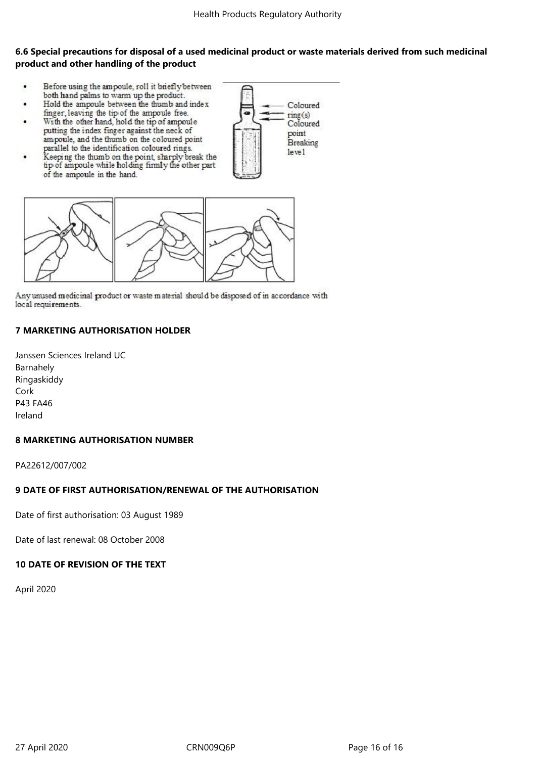### 6.6 Special precautions for disposal of a used medicinal product or waste materials derived from such medicinal product and other handling of the product

- Before using the ampoule, roll it briefly between both hand palms to warm up the product.
- Hold the ampoule between the thumb and index finger, leaving the tip of the ampoule free.
- With the other hand, hold the tip of ampoule putting the index finger against the neck of ampoule, and the thumb on the coloured point parallel to the identification coloured rings.
- Keeping the thumb on the point, sharply break the tip of ampoule while holding firmly the other part of the ampoule in the hand.

Coloured ring(s)
Coloured point
Breaking level

Any unused medicinal product or waste material should be disposed of in accordance with local requirements.

### 7 MARKETING AUTHORISATION HOLDER

Janssen Sciences Ireland UC
Barnahely
Ringaskiddy
Cork
P43 FA46
Ireland

### 8 MARKETING AUTHORISATION NUMBER

PA22612/007/002

### 9 DATE OF FIRST AUTHORISATION/RENEWAL OF THE AUTHORISATION

Date of first authorisation: 03 August 1989

Date of last renewal: 08 October 2008

### 10 DATE OF REVISION OF THE TEXT

April 2020